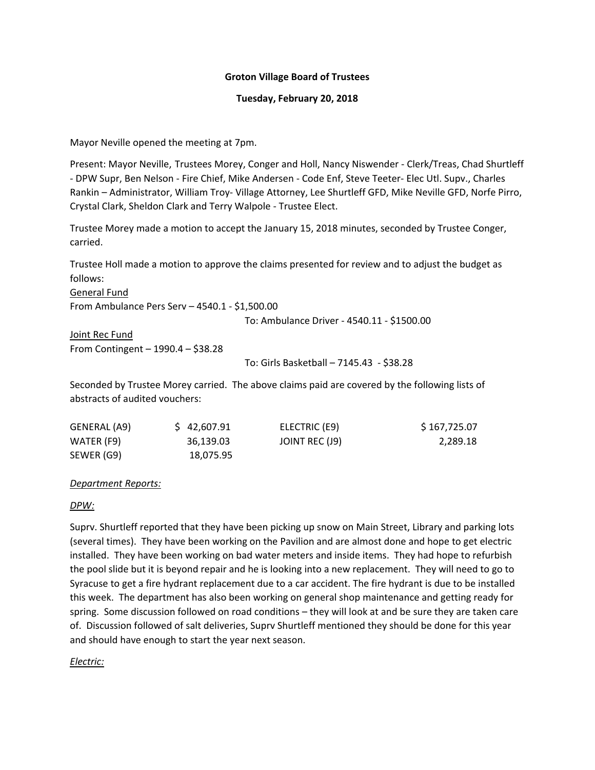**Groton Village Board of Trustees**

**Tuesday, February 20, 2018**

Mayor Neville opened the meeting at 7pm.

Present: Mayor Neville, Trustees Morey, Conger and Holl, Nancy Niswender - Clerk/Treas, Chad Shurtleff - DPW Supr, Ben Nelson - Fire Chief, Mike Andersen - Code Enf, Steve Teeter- Elec Utl. Supv., Charles Rankin – Administrator, William Troy- Village Attorney, Lee Shurtleff GFD, Mike Neville GFD, Norfe Pirro, Crystal Clark, Sheldon Clark and Terry Walpole - Trustee Elect.

Trustee Morey made a motion to accept the January 15, 2018 minutes, seconded by Trustee Conger, carried.

Trustee Holl made a motion to approve the claims presented for review and to adjust the budget as follows:

General Fund
From Ambulance Pers Serv – 4540.1 - $1,500.00
To: Ambulance Driver - 4540.11 - $1500.00

Joint Rec Fund
From Contingent – 1990.4 – $38.28
To: Girls Basketball – 7145.43 - $38.28

Seconded by Trustee Morey carried. The above claims paid are covered by the following lists of abstracts of audited vouchers:

| | | | |
|---|---|---|---|
| GENERAL (A9) | $ 42,607.91 | ELECTRIC (E9) | $ 167,725.07 |
| WATER (F9) | 36,139.03 | JOINT REC (J9) | 2,289.18 |
| SEWER (G9) | 18,075.95 | | |

*Department Reports:*

*DPW:*

Suprv. Shurtleff reported that they have been picking up snow on Main Street, Library and parking lots (several times). They have been working on the Pavilion and are almost done and hope to get electric installed. They have been working on bad water meters and inside items. They had hope to refurbish the pool slide but it is beyond repair and he is looking into a new replacement. They will need to go to Syracuse to get a fire hydrant replacement due to a car accident. The fire hydrant is due to be installed this week. The department has also been working on general shop maintenance and getting ready for spring. Some discussion followed on road conditions – they will look at and be sure they are taken care of. Discussion followed of salt deliveries, Suprv Shurtleff mentioned they should be done for this year and should have enough to start the year next season.

*Electric:*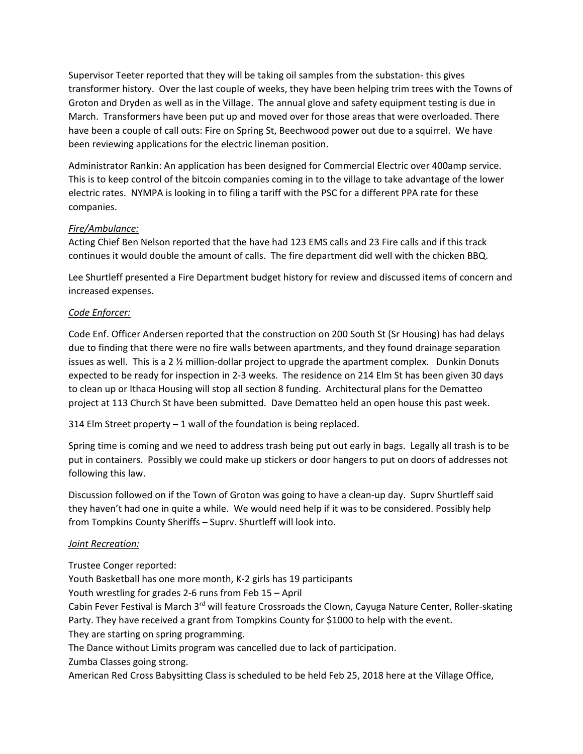Supervisor Teeter reported that they will be taking oil samples from the substation- this gives transformer history. Over the last couple of weeks, they have been helping trim trees with the Towns of Groton and Dryden as well as in the Village. The annual glove and safety equipment testing is due in March. Transformers have been put up and moved over for those areas that were overloaded. There have been a couple of call outs: Fire on Spring St, Beechwood power out due to a squirrel. We have been reviewing applications for the electric lineman position.

Administrator Rankin: An application has been designed for Commercial Electric over 400amp service. This is to keep control of the bitcoin companies coming in to the village to take advantage of the lower electric rates. NYMPA is looking in to filing a tariff with the PSC for a different PPA rate for these companies.

*Fire/Ambulance:*

Acting Chief Ben Nelson reported that the have had 123 EMS calls and 23 Fire calls and if this track continues it would double the amount of calls. The fire department did well with the chicken BBQ.

Lee Shurtleff presented a Fire Department budget history for review and discussed items of concern and increased expenses.

*Code Enforcer:*

Code Enf. Officer Andersen reported that the construction on 200 South St (Sr Housing) has had delays due to finding that there were no fire walls between apartments, and they found drainage separation issues as well. This is a 2 ½ million-dollar project to upgrade the apartment complex. Dunkin Donuts expected to be ready for inspection in 2-3 weeks. The residence on 214 Elm St has been given 30 days to clean up or Ithaca Housing will stop all section 8 funding. Architectural plans for the Dematteo project at 113 Church St have been submitted. Dave Dematteo held an open house this past week.

314 Elm Street property – 1 wall of the foundation is being replaced.

Spring time is coming and we need to address trash being put out early in bags. Legally all trash is to be put in containers. Possibly we could make up stickers or door hangers to put on doors of addresses not following this law.

Discussion followed on if the Town of Groton was going to have a clean-up day. Suprv Shurtleff said they haven't had one in quite a while. We would need help if it was to be considered. Possibly help from Tompkins County Sheriffs – Suprv. Shurtleff will look into.

*Joint Recreation:*

Trustee Conger reported:
Youth Basketball has one more month, K-2 girls has 19 participants
Youth wrestling for grades 2-6 runs from Feb 15 – April
Cabin Fever Festival is March 3rd will feature Crossroads the Clown, Cayuga Nature Center, Roller-skating Party. They have received a grant from Tompkins County for $1000 to help with the event.
They are starting on spring programming.
The Dance without Limits program was cancelled due to lack of participation.
Zumba Classes going strong.
American Red Cross Babysitting Class is scheduled to be held Feb 25, 2018 here at the Village Office,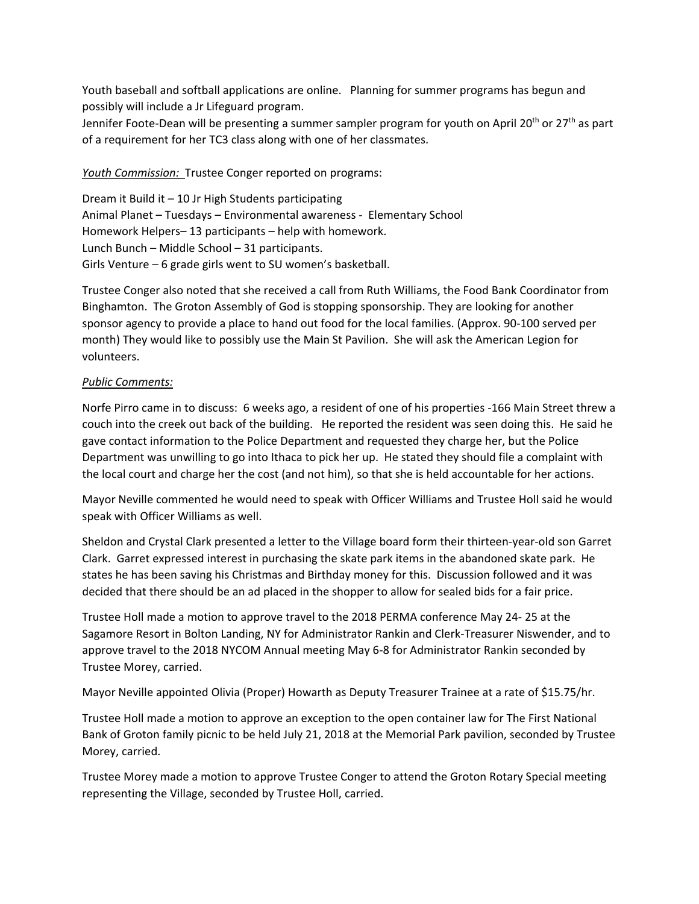Youth baseball and softball applications are online. Planning for summer programs has begun and possibly will include a Jr Lifeguard program.

Jennifer Foote-Dean will be presenting a summer sampler program for youth on April 20th or 27th as part of a requirement for her TC3 class along with one of her classmates.

*Youth Commission:* Trustee Conger reported on programs:

Dream it Build it – 10 Jr High Students participating
Animal Planet – Tuesdays – Environmental awareness - Elementary School
Homework Helpers– 13 participants – help with homework.
Lunch Bunch – Middle School – 31 participants.
Girls Venture – 6 grade girls went to SU women's basketball.

Trustee Conger also noted that she received a call from Ruth Williams, the Food Bank Coordinator from Binghamton. The Groton Assembly of God is stopping sponsorship. They are looking for another sponsor agency to provide a place to hand out food for the local families. (Approx. 90-100 served per month) They would like to possibly use the Main St Pavilion. She will ask the American Legion for volunteers.

*Public Comments:*

Norfe Pirro came in to discuss: 6 weeks ago, a resident of one of his properties -166 Main Street threw a couch into the creek out back of the building. He reported the resident was seen doing this. He said he gave contact information to the Police Department and requested they charge her, but the Police Department was unwilling to go into Ithaca to pick her up. He stated they should file a complaint with the local court and charge her the cost (and not him), so that she is held accountable for her actions.

Mayor Neville commented he would need to speak with Officer Williams and Trustee Holl said he would speak with Officer Williams as well.

Sheldon and Crystal Clark presented a letter to the Village board form their thirteen-year-old son Garret Clark. Garret expressed interest in purchasing the skate park items in the abandoned skate park. He states he has been saving his Christmas and Birthday money for this. Discussion followed and it was decided that there should be an ad placed in the shopper to allow for sealed bids for a fair price.

Trustee Holl made a motion to approve travel to the 2018 PERMA conference May 24- 25 at the Sagamore Resort in Bolton Landing, NY for Administrator Rankin and Clerk-Treasurer Niswender, and to approve travel to the 2018 NYCOM Annual meeting May 6-8 for Administrator Rankin seconded by Trustee Morey, carried.

Mayor Neville appointed Olivia (Proper) Howarth as Deputy Treasurer Trainee at a rate of $15.75/hr.

Trustee Holl made a motion to approve an exception to the open container law for The First National Bank of Groton family picnic to be held July 21, 2018 at the Memorial Park pavilion, seconded by Trustee Morey, carried.

Trustee Morey made a motion to approve Trustee Conger to attend the Groton Rotary Special meeting representing the Village, seconded by Trustee Holl, carried.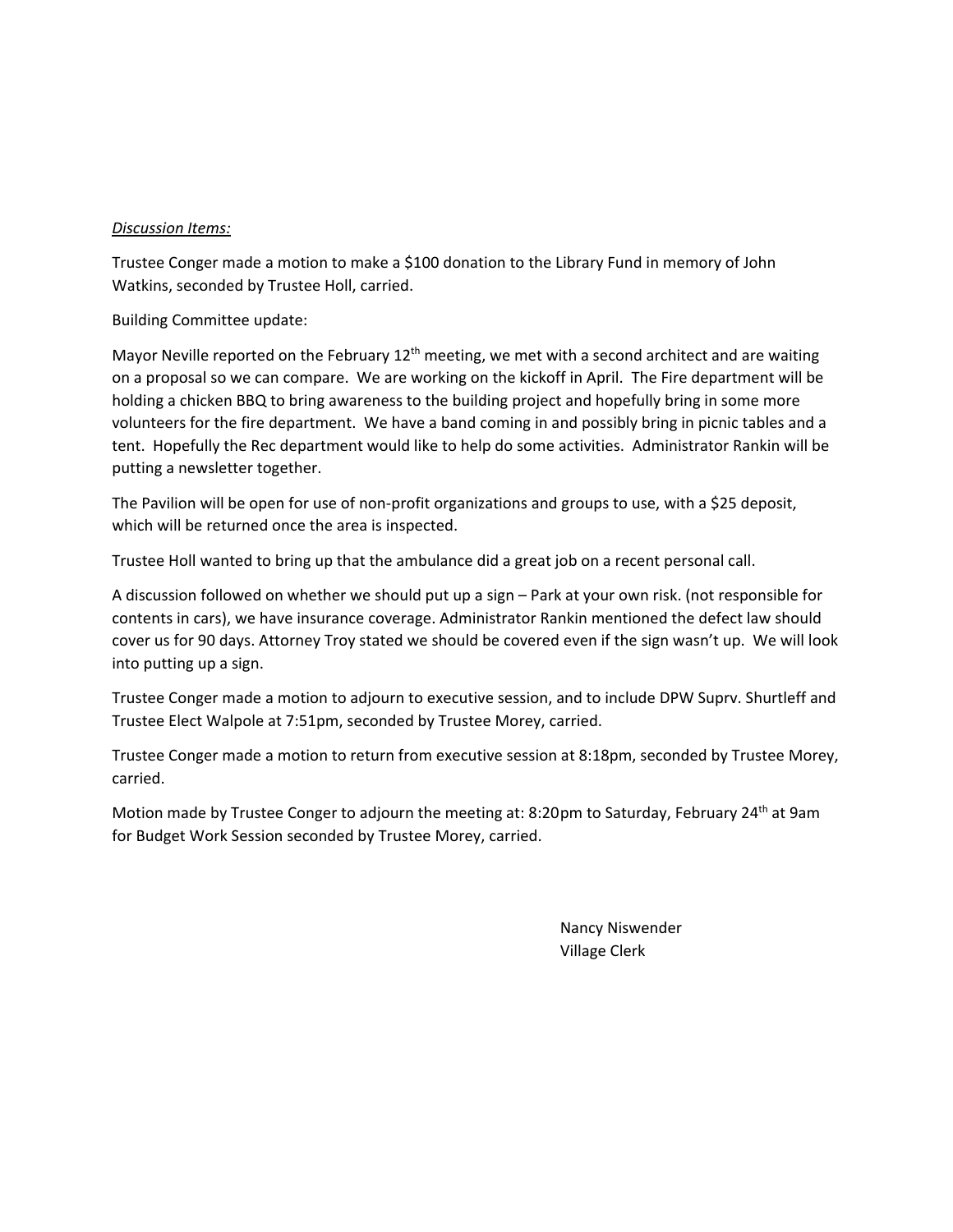*Discussion Items:*

Trustee Conger made a motion to make a $100 donation to the Library Fund in memory of John Watkins, seconded by Trustee Holl, carried.

Building Committee update:

Mayor Neville reported on the February 12th meeting, we met with a second architect and are waiting on a proposal so we can compare. We are working on the kickoff in April. The Fire department will be holding a chicken BBQ to bring awareness to the building project and hopefully bring in some more volunteers for the fire department. We have a band coming in and possibly bring in picnic tables and a tent. Hopefully the Rec department would like to help do some activities. Administrator Rankin will be putting a newsletter together.

The Pavilion will be open for use of non-profit organizations and groups to use, with a $25 deposit, which will be returned once the area is inspected.

Trustee Holl wanted to bring up that the ambulance did a great job on a recent personal call.

A discussion followed on whether we should put up a sign – Park at your own risk. (not responsible for contents in cars), we have insurance coverage. Administrator Rankin mentioned the defect law should cover us for 90 days. Attorney Troy stated we should be covered even if the sign wasn't up. We will look into putting up a sign.

Trustee Conger made a motion to adjourn to executive session, and to include DPW Suprv. Shurtleff and Trustee Elect Walpole at 7:51pm, seconded by Trustee Morey, carried.

Trustee Conger made a motion to return from executive session at 8:18pm, seconded by Trustee Morey, carried.

Motion made by Trustee Conger to adjourn the meeting at: 8:20pm to Saturday, February 24th at 9am for Budget Work Session seconded by Trustee Morey, carried.

Nancy Niswender
Village Clerk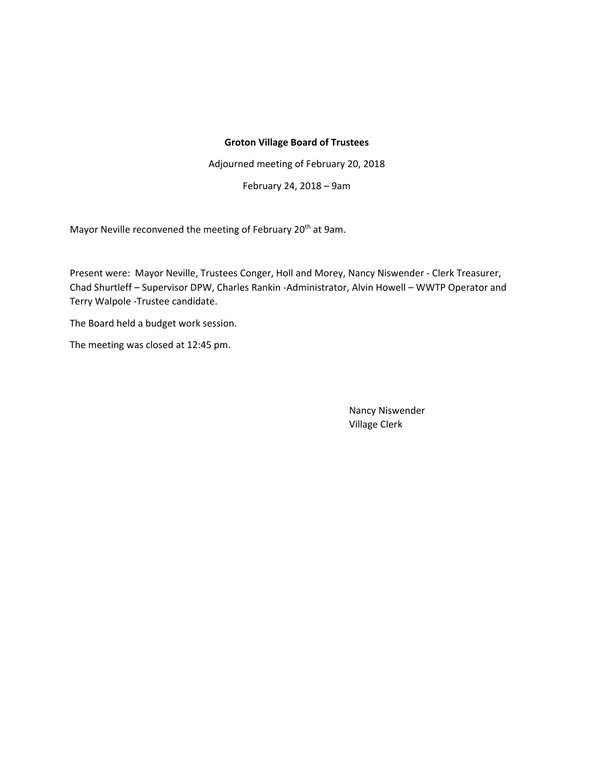**Groton Village Board of Trustees**

Adjourned meeting of February 20, 2018

February 24, 2018 – 9am

Mayor Neville reconvened the meeting of February 20th at 9am.

Present were: Mayor Neville, Trustees Conger, Holl and Morey, Nancy Niswender - Clerk Treasurer, Chad Shurtleff – Supervisor DPW, Charles Rankin -Administrator, Alvin Howell – WWTP Operator and Terry Walpole -Trustee candidate.

The Board held a budget work session.

The meeting was closed at 12:45 pm.

Nancy Niswender
Village Clerk